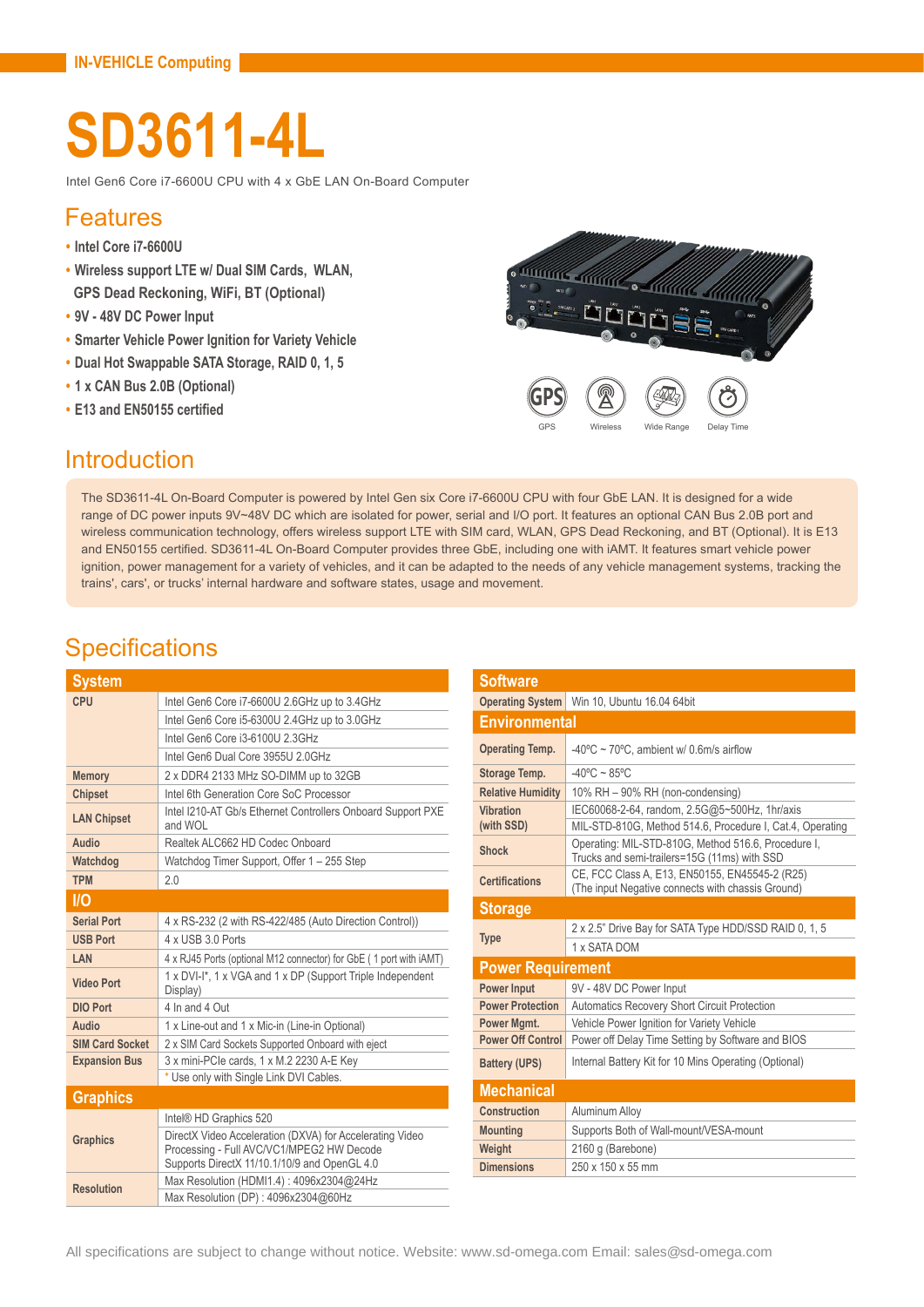IN-VEHICLE Computing

# SD3611-4L

Intel Gen6 Core i7-6600U CPU with 4 x GbE LAN On-Board Computer

## Features

- Intel Core i7-6600U
- Wireless support LTE w/ Dual SIM Cards, WLAN, GPS Dead Reckoning, WiFi, BT (Optional)
- 9V - 48V DC Power Input
- Smarter Vehicle Power Ignition for Variety Vehicle
- Dual Hot Swappable SATA Storage, RAID 0, 1, 5
- 1 x CAN Bus 2.0B (Optional)
- E13 and EN50155 certified

GPS Wireless Wide Range Delay Time

## Introduction

The SD3611-4L On-Board Computer is powered by Intel Gen six Core i7-6600U CPU with four GbE LAN. It is designed for a wide range of DC power inputs 9V~48V DC which are isolated for power, serial and I/O port. It features an optional CAN Bus 2.0B port and wireless communication technology, offers wireless support LTE with SIM card, WLAN, GPS Dead Reckoning, and BT (Optional). It is E13 and EN50155 certified. SD3611-4L On-Board Computer provides three GbE, including one with iAMT. It features smart vehicle power ignition, power management for a variety of vehicles, and it can be adapted to the needs of any vehicle management systems, tracking the trains', cars', or trucks' internal hardware and software states, usage and movement.

## Specifications

### System

| | |
|---|---|
| CPU | Intel Gen6 Core i7-6600U 2.6GHz up to 3.4GHz |
| | Intel Gen6 Core i5-6300U 2.4GHz up to 3.0GHz |
| | Intel Gen6 Core i3-6100U 2.3GHz |
| | Intel Gen6 Dual Core 3955U 2.0GHz |
| Memory | 2 x DDR4 2133 MHz SO-DIMM up to 32GB |
| Chipset | Intel 6th Generation Core SoC Processor |
| LAN Chipset | Intel I210-AT Gb/s Ethernet Controllers Onboard Support PXE and WOL |
| Audio | Realtek ALC662 HD Codec Onboard |
| Watchdog | Watchdog Timer Support, Offer 1 – 255 Step |
| TPM | 2.0 |

### I/O

| | |
|---|---|
| Serial Port | 4 x RS-232 (2 with RS-422/485 (Auto Direction Control)) |
| USB Port | 4 x USB 3.0 Ports |
| LAN | 4 x RJ45 Ports (optional M12 connector) for GbE ( 1 port with iAMT) |
| Video Port | 1 x DVI-I*, 1 x VGA and 1 x DP (Support Triple Independent Display) |
| DIO Port | 4 In and 4 Out |
| Audio | 1 x Line-out and 1 x Mic-in (Line-in Optional) |
| SIM Card Socket | 2 x SIM Card Sockets Supported Onboard with eject |
| Expansion Bus | 3 x mini-PCIe cards, 1 x M.2 2230 A-E Key |
| | * Use only with Single Link DVI Cables. |

### Graphics

| | |
|---|---|
| Graphics | Intel® HD Graphics 520 |
| | DirectX Video Acceleration (DXVA) for Accelerating Video Processing - Full AVC/VC1/MPEG2 HW Decode Supports DirectX 11/10.1/10/9 and OpenGL 4.0 |
| Resolution | Max Resolution (HDMI1.4) : 4096x2304@24Hz |
| | Max Resolution (DP) : 4096x2304@60Hz |

### Software

| | |
|---|---|
| Operating System | Win 10, Ubuntu 16.04 64bit |

### Environmental

| | |
|---|---|
| Operating Temp. | -40ºC ~ 70ºC, ambient w/ 0.6m/s airflow |
| Storage Temp. | -40ºC ~ 85ºC |
| Relative Humidity | 10% RH – 90% RH (non-condensing) |
| Vibration (with SSD) | IEC60068-2-64, random, 2.5G@5~500Hz, 1hr/axis |
| | MIL-STD-810G, Method 514.6, Procedure I, Cat.4, Operating |
| Shock | Operating: MIL-STD-810G, Method 516.6, Procedure I, Trucks and semi-trailers=15G (11ms) with SSD |
| Certifications | CE, FCC Class A, E13, EN50155, EN45545-2 (R25) (The input Negative connects with chassis Ground) |

### Storage

| | |
|---|---|
| Type | 2 x 2.5" Drive Bay for SATA Type HDD/SSD RAID 0, 1, 5 |
| | 1 x SATA DOM |

### Power Requirement

| | |
|---|---|
| Power Input | 9V - 48V DC Power Input |
| Power Protection | Automatics Recovery Short Circuit Protection |
| Power Mgmt. | Vehicle Power Ignition for Variety Vehicle |
| Power Off Control | Power off Delay Time Setting by Software and BIOS |
| Battery (UPS) | Internal Battery Kit for 10 Mins Operating (Optional) |

### Mechanical

| | |
|---|---|
| Construction | Aluminum Alloy |
| Mounting | Supports Both of Wall-mount/VESA-mount |
| Weight | 2160 g (Barebone) |
| Dimensions | 250 x 150 x 55 mm |

All specifications are subject to change without notice. Website: www.sd-omega.com Email: sales@sd-omega.com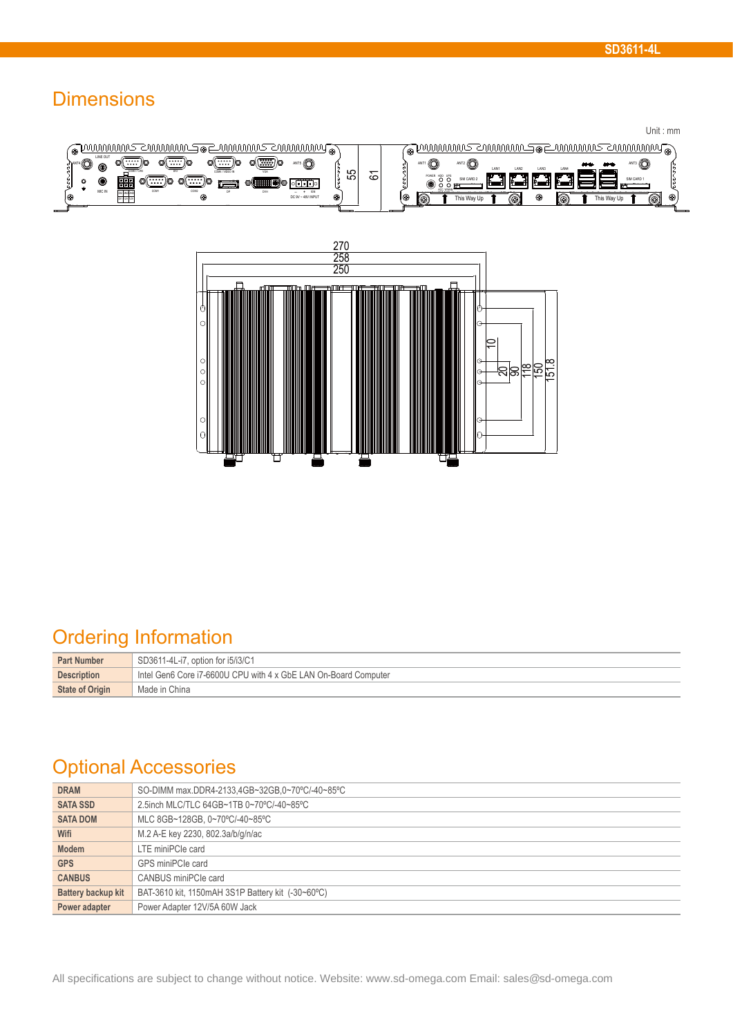## Dimensions

Unit : mm

270
258
250

55
61

10
20
90
118
150
151.8

## Ordering Information

| | |
|---|---|
| **Part Number** | SD3611-4L-i7, option for i5/i3/C1 |
| **Description** | Intel Gen6 Core i7-6600U CPU with 4 x GbE LAN On-Board Computer |
| **State of Origin** | Made in China |

## Optional Accessories

| | |
|---|---|
| **DRAM** | SO-DIMM max.DDR4-2133,4GB~32GB,0~70ºC/-40~85ºC |
| **SATA SSD** | 2.5inch MLC/TLC 64GB~1TB 0~70ºC/-40~85ºC |
| **SATA DOM** | MLC 8GB~128GB, 0~70ºC/-40~85ºC |
| **Wifi** | M.2 A-E key 2230, 802.3a/b/g/n/ac |
| **Modem** | LTE miniPCIe card |
| **GPS** | GPS miniPCIe card |
| **CANBUS** | CANBUS miniPCIe card |
| **Battery backup kit** | BAT-3610 kit, 1150mAH 3S1P Battery kit (-30~60ºC) |
| **Power adapter** | Power Adapter 12V/5A 60W Jack |

All specifications are subject to change without notice. Website: www.sd-omega.com Email: sales@sd-omega.com